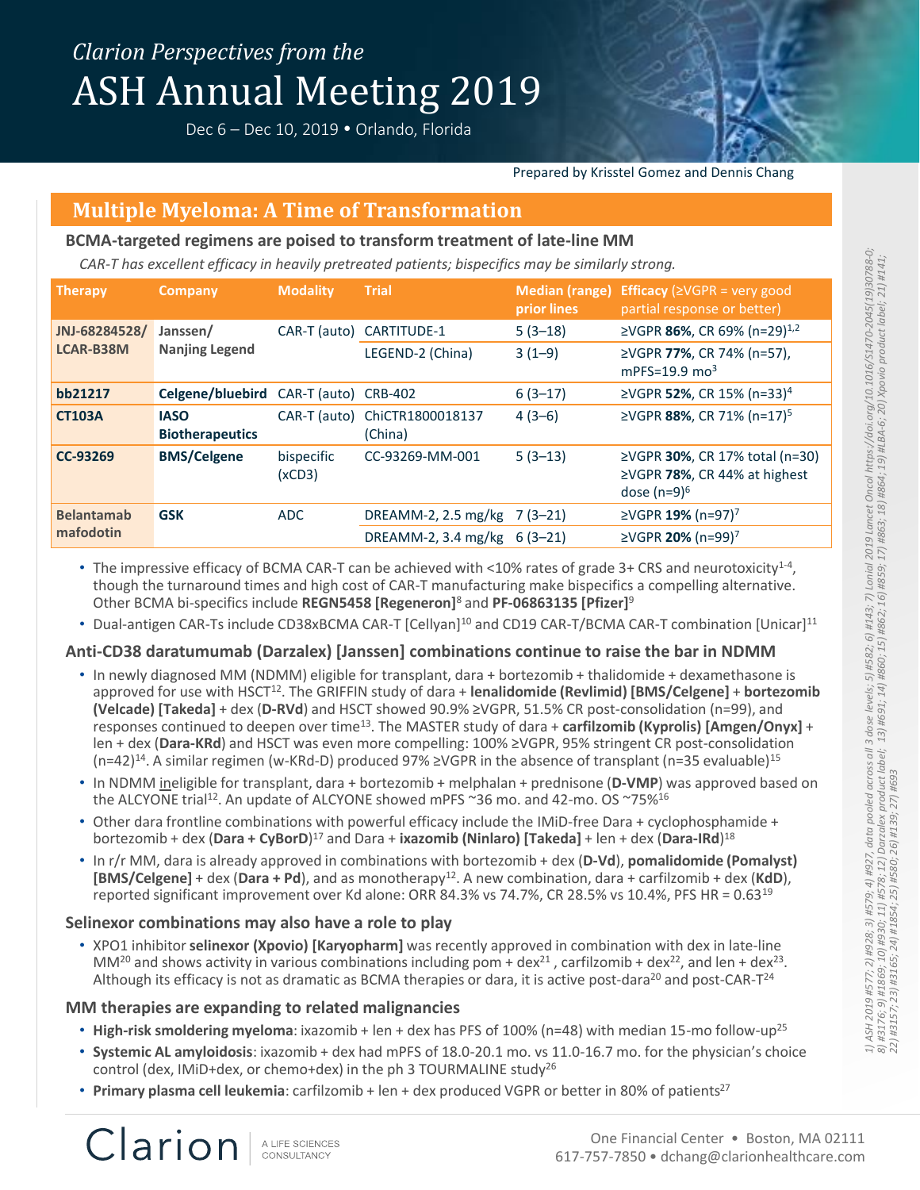*Clarion Perspectives from the*

# ASH Annual Meeting 2019

Dec 6 – Dec 10, 2019 • Orlando, Florida

Prepared by Kristel Gomez and Dennis Chang

## Multiple Myeloma: A Time of Transformation

### BCMA-targeted regimens are poised to transform treatment of late-line MM

*CAR-T has excellent efficacy in heavily pretreated patients; bispecifics may be similarly strong.*

| Therapy | Company | Modality | Trial | Median (range) prior lines | Efficacy (≥VGPR = very good partial response or better) |
|---|---|---|---|---|---|
| **JNJ-68284528/ LCAR-B38M** | **Janssen/ Nanjing Legend** | CAR-T (auto) | CARTITUDE-1 | 5 (3–18) | ≥VGPR **86%**, CR 69% (n=29)[1,2] |
| | | | LEGEND-2 (China) | 3 (1–9) | ≥VGPR **77%**, CR 74% (n=57), mPFS=19.9 mo[3] |
| **bb21217** | **Celgene/bluebird** | CAR-T (auto) | CRB-402 | 6 (3–17) | ≥VGPR **52%**, CR 15% (n=33)[4] |
| **CT103A** | **IASO Biotherapeutics** | CAR-T (auto) | ChiCTR1800018137 (China) | 4 (3–6) | ≥VGPR **88%**, CR 71% (n=17)[5] |
| **CC-93269** | **BMS/Celgene** | bispecific (xCD3) | CC-93269-MM-001 | 5 (3–13) | ≥VGPR **30%**, CR 17% total (n=30) ≥VGPR **78%**, CR 44% at highest dose (n=9)[6] |
| **Belantamab mafodotin** | **GSK** | ADC | DREAMM-2, 2.5 mg/kg | 7 (3–21) | ≥VGPR **19%** (n=97)[7] |
| | | | DREAMM-2, 3.4 mg/kg | 6 (3–21) | ≥VGPR **20%** (n=99)[7] |

- The impressive efficacy of BCMA CAR-T can be achieved with <10% rates of grade 3+ CRS and neurotoxicity[1-4], though the turnaround times and high cost of CAR-T manufacturing make bispecifics a compelling alternative. Other BCMA bi-specifics include **REGN5458 [Regeneron]**[8] and **PF-06863135 [Pfizer]**[9]
- Dual-antigen CAR-Ts include CD38xBCMA CAR-T [Cellyan][10] and CD19 CAR-T/BCMA CAR-T combination [Unicar][11]

### Anti-CD38 daratumumab (Darzalex) [Janssen] combinations continue to raise the bar in NDMM

- In newly diagnosed MM (NDMM) eligible for transplant, dara + bortezomib + thalidomide + dexamethasone is approved for use with HSCT[12]. The GRIFFIN study of dara + **lenalidomide (Revlimid) [BMS/Celgene]** + **bortezomib (Velcade) [Takeda]** + dex (**D-RVd**) and HSCT showed 90.9% ≥VGPR, 51.5% CR post-consolidation (n=99), and responses continued to deepen over time[13]. The MASTER study of dara + **carfilzomib (Kyprolis) [Amgen/Onyx]** + len + dex (**Dara-KRd**) and HSCT was even more compelling: 100% ≥VGPR, 95% stringent CR post-consolidation (n=42)[14]. A similar regimen (w-KRd-D) produced 97% ≥VGPR in the absence of transplant (n=35 evaluable)[15]
- In NDMM ineligible for transplant, dara + bortezomib + melphalan + prednisone (**D-VMP**) was approved based on the ALCYONE trial[12]. An update of ALCYONE showed mPFS ~36 mo. and 42-mo. OS ~75%[16]
- Other dara frontline combinations with powerful efficacy include the IMiD-free Dara + cyclophosphamide + bortezomib + dex (**Dara + CyBorD**)[17] and Dara + **ixazomib (Ninlaro) [Takeda]** + len + dex (**Dara-IRd**)[18]
- In r/r MM, dara is already approved in combinations with bortezomib + dex (**D-Vd**), **pomalidomide (Pomalyst) [BMS/Celgene]** + dex (**Dara + Pd**), and as monotherapy[12]. A new combination, dara + carfilzomib + dex (**KdD**), reported significant improvement over Kd alone: ORR 84.3% vs 74.7%, CR 28.5% vs 10.4%, PFS HR = 0.63[19]

### Selinexor combinations may also have a role to play

- XPO1 inhibitor **selinexor (Xpovio) [Karyopharm]** was recently approved in combination with dex in late-line MM[20] and shows activity in various combinations including pom + dex[21] , carfilzomib + dex[22], and len + dex[23]. Although its efficacy is not as dramatic as BCMA therapies or dara, it is active post-dara[20] and post-CAR-T[24]

### MM therapies are expanding to related malignancies

- **High-risk smoldering myeloma**: ixazomib + len + dex has PFS of 100% (n=48) with median 15-mo follow-up[25]
- **Systemic AL amyloidosis**: ixazomib + dex had mPFS of 18.0-20.1 mo. vs 11.0-16.7 mo. for the physician's choice control (dex, IMiD+dex, or chemo+dex) in the ph 3 TOURMALINE study[26]
- **Primary plasma cell leukemia**: carfilzomib + len + dex produced VGPR or better in 80% of patients[27]

*1) ASH 2019 #577; 2) #928; 3) #579; 4) #927, data pooled across all 3 dose levels; 5) #582; 6) #143; 7) Lonial 2019 Lancet Oncol https://doi.org/10.1016/S1470-2045(19)30788-0; 8) #3176; 9) #1869; 10) #930; 11) #578; 12) Darzalex product label; 13) #691; 14) #860; 15) #862; 16) #859; 17) #863; 18) #864; 19) #LBA-6; 20) Xpovio product label; 21) #141; 22) #3157; 23) #3165; 24) #1854; 25) #580; 26) #139; 27) #693*

Clarion | A LIFE SCIENCES CONSULTANCY

One Financial Center • Boston, MA 02111
617-757-7850 • dchang@clarionhealthcare.com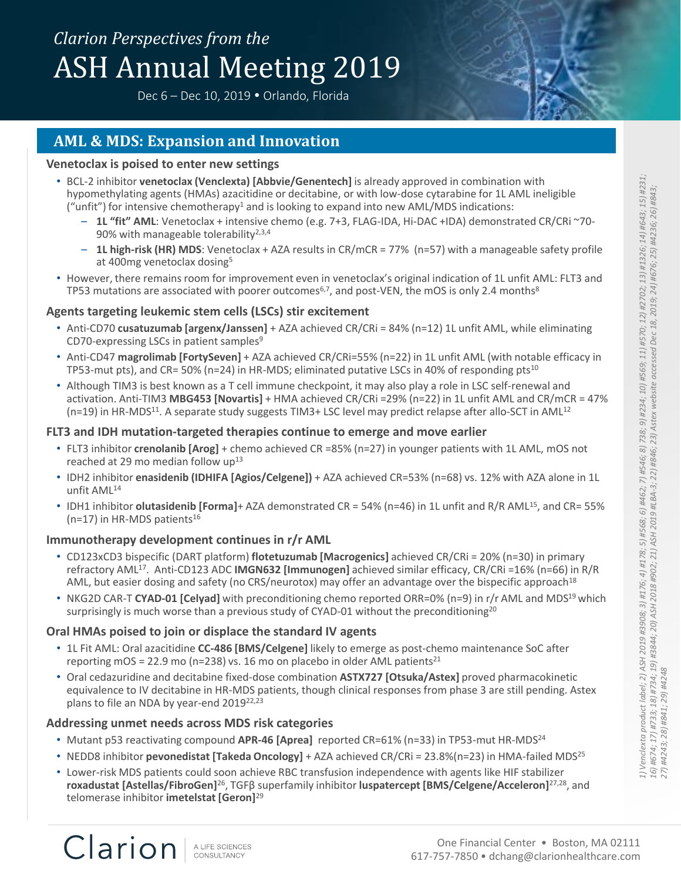# Clarion Perspectives from the ASH Annual Meeting 2019

Dec 6 – Dec 10, 2019 • Orlando, Florida

## AML & MDS: Expansion and Innovation

### Venetoclax is poised to enter new settings

- BCL-2 inhibitor **venetoclax (Venclexta) [Abbvie/Genentech]** is already approved in combination with hypomethylating agents (HMAs) azacitidine or decitabine, or with low-dose cytarabine for 1L AML ineligible ("unfit") for intensive chemotherapy[1] and is looking to expand into new AML/MDS indications:
  - **1L "fit" AML**: Venetoclax + intensive chemo (e.g. 7+3, FLAG-IDA, Hi-DAC +IDA) demonstrated CR/CRi ~70-90% with manageable tolerability[2,3,4]
  - **1L high-risk (HR) MDS**: Venetoclax + AZA results in CR/mCR = 77% (n=57) with a manageable safety profile at 400mg venetoclax dosing[5]
- However, there remains room for improvement even in venetoclax's original indication of 1L unfit AML: FLT3 and TP53 mutations are associated with poorer outcomes[6,7], and post-VEN, the mOS is only 2.4 months[8]

### Agents targeting leukemic stem cells (LSCs) stir excitement

- Anti-CD70 **cusatuzumab [argenx/Janssen]** + AZA achieved CR/CRi = 84% (n=12) 1L unfit AML, while eliminating CD70-expressing LSCs in patient samples[9]
- Anti-CD47 **magrolimab [FortySeven]** + AZA achieved CR/CRi=55% (n=22) in 1L unfit AML (with notable efficacy in TP53-mut pts), and CR= 50% (n=24) in HR-MDS; eliminated putative LSCs in 40% of responding pts[10]
- Although TIM3 is best known as a T cell immune checkpoint, it may also play a role in LSC self-renewal and activation. Anti-TIM3 **MBG453 [Novartis]** + HMA achieved CR/CRi =29% (n=22) in 1L unfit AML and CR/mCR = 47% (n=19) in HR-MDS[11]. A separate study suggests TIM3+ LSC level may predict relapse after allo-SCT in AML[12]

### FLT3 and IDH mutation-targeted therapies continue to emerge and move earlier

- FLT3 inhibitor **crenolanib [Arog]** + chemo achieved CR =85% (n=27) in younger patients with 1L AML, mOS not reached at 29 mo median follow up[13]
- IDH2 inhibitor **enasidenib (IDHIFA [Agios/Celgene])** + AZA achieved CR=53% (n=68) vs. 12% with AZA alone in 1L unfit AML[14]
- IDH1 inhibitor **olutasidenib [Forma]**+ AZA demonstrated CR = 54% (n=46) in 1L unfit and R/R AML[15], and CR= 55% (n=17) in HR-MDS patients[16]

### Immunotherapy development continues in r/r AML

- CD123xCD3 bispecific (DART platform) **flotetuzumab [Macrogenics]** achieved CR/CRi = 20% (n=30) in primary refractory AML[17]. Anti-CD123 ADC **IMGN632 [Immunogen]** achieved similar efficacy, CR/CRi =16% (n=66) in R/R AML, but easier dosing and safety (no CRS/neurotox) may offer an advantage over the bispecific approach[18]
- NKG2D CAR-T **CYAD-01 [Celyad]** with preconditioning chemo reported ORR=0% (n=9) in r/r AML and MDS[19] which surprisingly is much worse than a previous study of CYAD-01 without the preconditioning[20]

### Oral HMAs poised to join or displace the standard IV agents

- 1L Fit AML: Oral azacitidine **CC-486 [BMS/Celgene]** likely to emerge as post-chemo maintenance SoC after reporting mOS = 22.9 mo (n=238) vs. 16 mo on placebo in older AML patients[21]
- Oral cedazuridine and decitabine fixed-dose combination **ASTX727 [Otsuka/Astex]** proved pharmacokinetic equivalence to IV decitabine in HR-MDS patients, though clinical responses from phase 3 are still pending. Astex plans to file an NDA by year-end 2019[22,23]

### Addressing unmet needs across MDS risk categories

- Mutant p53 reactivating compound **APR-46 [Aprea]** reported CR=61% (n=33) in TP53-mut HR-MDS[24]
- NEDD8 inhibitor **pevonedistat [Takeda Oncology]** + AZA achieved CR/CRi = 23.8%(n=23) in HMA-failed MDS[25]
- Lower-risk MDS patients could soon achieve RBC transfusion independence with agents like HIF stabilizer **roxadustat [Astellas/FibroGen]**[26], TGFβ superfamily inhibitor **luspatercept [BMS/Celgene/Acceleron]**[27,28], and telomerase inhibitor **imetelstat [Geron]**[29]

*1) Venclexta product label; 2) ASH 2019 #3908; 3) #176; 4) #178; 5) #568; 6) #462; 7) #546; 8) 738; 9) #234; 10) #569; 11) #570; 12) #2702; 13) #1326; 14) #643; 15) #231; 16) #674; 17) #733; 18) #734; 19) #3844; 20) ASH 2018 #902; 21) ASH 2019 #LBA-3; 22) #846; 23) Astex website accessed Dec 18, 2019; 24) #676; 25) #4236; 26) #843; 27) #4243; 28) #841; 29) #4248*

Clarion — A Life Sciences Consultancy

One Financial Center • Boston, MA 02111
617-757-7850 • dchang@clarionhealthcare.com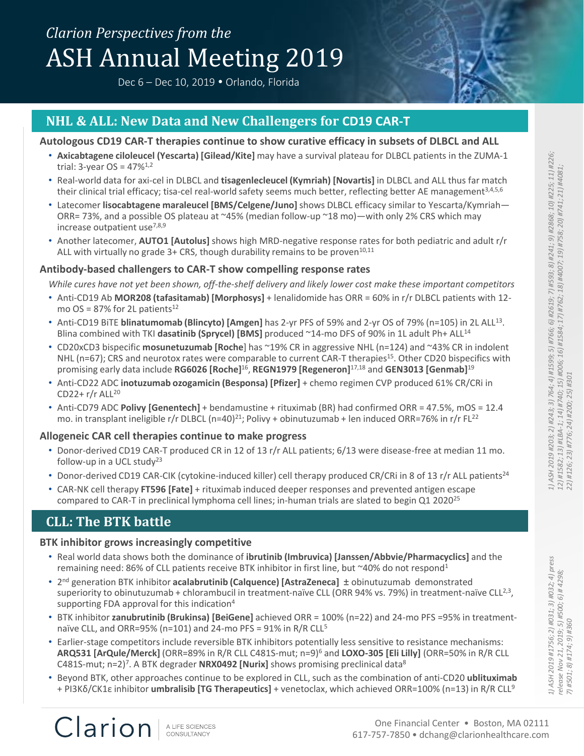*Clarion Perspectives from the*

# ASH Annual Meeting 2019

Dec 6 – Dec 10, 2019 • Orlando, Florida

## NHL & ALL: New Data and New Challengers for CD19 CAR-T

### Autologous CD19 CAR-T therapies continue to show curative efficacy in subsets of DLBCL and ALL

- **Axicabtagene ciloleucel (Yescarta) [Gilead/Kite]** may have a survival plateau for DLBCL patients in the ZUMA-1 trial: 3-year OS = 47%[1,2]
- Real-world data for axi-cel in DLBCL and **tisagenlecleucel (Kymriah) [Novartis]** in DLBCL and ALL thus far match their clinical trial efficacy; tisa-cel real-world safety seems much better, reflecting better AE management[3,4,5,6]
- Latecomer **lisocabtagene maraleucel [BMS/Celgene/Juno]** shows DLBCL efficacy similar to Yescarta/Kymriah—ORR= 73%, and a possible OS plateau at ~45% (median follow-up ~18 mo)—with only 2% CRS which may increase outpatient use[7,8,9]
- Another latecomer, **AUTO1 [Autolus]** shows high MRD-negative response rates for both pediatric and adult r/r ALL with virtually no grade 3+ CRS, though durability remains to be proven[10,11]

### Antibody-based challengers to CAR-T show compelling response rates

*While cures have not yet been shown, off-the-shelf delivery and likely lower cost make these important competitors*

- Anti-CD19 Ab **MOR208 (tafasitamab) [Morphosys]** + lenalidomide has ORR = 60% in r/r DLBCL patients with 12-mo OS = 87% for 2L patients[12]
- Anti-CD19 BiTE **blinatumomab (Blincyto) [Amgen]** has 2-yr PFS of 59% and 2-yr OS of 79% (n=105) in 2L ALL[13]. Blina combined with TKI **dasatinib (Sprycel) [BMS]** produced ~14-mo DFS of 90% in 1L adult Ph+ ALL[14]
- CD20xCD3 bispecific **mosunetuzumab [Roche**] has ~19% CR in aggressive NHL (n=124) and ~43% CR in indolent NHL (n=67); CRS and neurotox rates were comparable to current CAR-T therapies[15]. Other CD20 bispecifics with promising early data include **RG6026 [Roche]**[16], **REGN1979 [Regeneron]**[17,18] and **GEN3013 [Genmab]**[19]
- Anti-CD22 ADC **inotuzumab ozogamicin (Besponsa) [Pfizer]** + chemo regimen CVP produced 61% CR/CRi in CD22+ r/r ALL[20]
- Anti-CD79 ADC **Polivy [Genentech]** + bendamustine + rituximab (BR) had confirmed ORR = 47.5%, mOS = 12.4 mo. in transplant ineligible r/r DLBCL (n=40)[21]; Polivy + obinutuzumab + len induced ORR=76% in r/r FL[22]

### Allogeneic CAR cell therapies continue to make progress

- Donor-derived CD19 CAR-T produced CR in 12 of 13 r/r ALL patients; 6/13 were disease-free at median 11 mo. follow-up in a UCL study[23]
- Donor-derived CD19 CAR-CIK (cytokine-induced killer) cell therapy produced CR/CRi in 8 of 13 r/r ALL patients[24]
- CAR-NK cell therapy **FT596 [Fate]** + rituximab induced deeper responses and prevented antigen escape compared to CAR-T in preclinical lymphoma cell lines; in-human trials are slated to begin Q1 2020[25]

*1) ASH 2019 #203; 2) #243; 3) 764; 4) #1599; 5) #766; 6) #2619; 7) #593; 8) #241; 9) #2868; 10) #225; 11) #226; 12) #1582; 13) #LBA-1; 14) #740; 15) #006; 16) #1584; 17) #762; 18) #4007; 19) #758; 20) #741; 21) #4081; 22) #126; 23) #776; 24) #200; 25) #301*

## CLL: The BTK battle

### BTK inhibitor grows increasingly competitive

- Real world data shows both the dominance of **ibrutinib (Imbruvica) [Janssen/Abbvie/Pharmacyclics]** and the remaining need: 86% of CLL patients receive BTK inhibitor in first line, but ~40% do not respond[1]
- 2nd generation BTK inhibitor **acalabrutinib (Calquence) [AstraZeneca]** ± obinutuzumab demonstrated superiority to obinutuzumab + chlorambucil in treatment-naïve CLL (ORR 94% vs. 79%) in treatment-naïve CLL[2,3], supporting FDA approval for this indication[4]
- BTK inhibitor **zanubrutinib (Brukinsa) [BeiGene]** achieved ORR = 100% (n=22) and 24-mo PFS =95% in treatment-naïve CLL, and ORR=95% (n=101) and 24-mo PFS = 91% in R/R CLL[5]
- Earlier-stage competitors include reversible BTK inhibitors potentially less sensitive to resistance mechanisms: **ARQ531 [ArQule/Merck]** (ORR=89% in R/R CLL C481S-mut; n=9)[6] and **LOXO-305 [Eli Lilly]** (ORR=50% in R/R CLL C481S-mut; n=2)[7]. A BTK degrader **NRX0492 [Nurix]** shows promising preclinical data[8]
- Beyond BTK, other approaches continue to be explored in CLL, such as the combination of anti-CD20 **ublituximab** + PI3Kδ/CK1ε inhibitor **umbralisib [TG Therapeutics]** + venetoclax, which achieved ORR=100% (n=13) in R/R CLL[9]

*1) ASH 2019 #1756; 2) #031; 3) #032; 4) press release Nov 21, 2019; 5) #500; 6) # 4298; 7) #501; 8) #174; 9) #360*

Clarion | A LIFE SCIENCES CONSULTANCY

One Financial Center • Boston, MA 02111
617-757-7850 • dchang@clarionhealthcare.com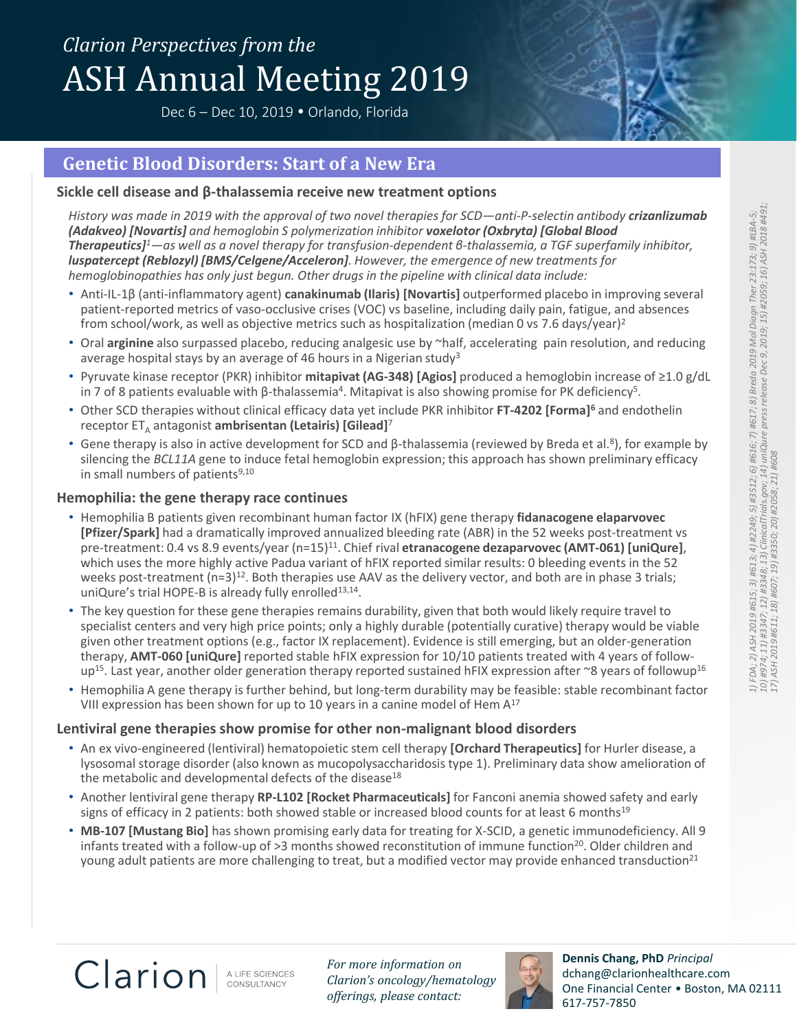*Clarion Perspectives from the*

# ASH Annual Meeting 2019

Dec 6 – Dec 10, 2019 • Orlando, Florida

## Genetic Blood Disorders: Start of a New Era

### Sickle cell disease and β-thalassemia receive new treatment options

*History was made in 2019 with the approval of two novel therapies for SCD—anti-P-selectin antibody **crizanlizumab (Adakveo) [Novartis]** and hemoglobin S polymerization inhibitor **voxelotor (Oxbryta) [Global Blood Therapeutics]**[1]—as well as a novel therapy for transfusion-dependent β-thalassemia, a TGF superfamily inhibitor, **luspatercept (Reblozyl) [BMS/Celgene/Acceleron]**. However, the emergence of new treatments for hemoglobinopathies has only just begun. Other drugs in the pipeline with clinical data include:*

- Anti-IL-1β (anti-inflammatory agent) **canakinumab (Ilaris) [Novartis]** outperformed placebo in improving several patient-reported metrics of vaso-occlusive crises (VOC) vs baseline, including daily pain, fatigue, and absences from school/work, as well as objective metrics such as hospitalization (median 0 vs 7.6 days/year)[2]
- Oral **arginine** also surpassed placebo, reducing analgesic use by ~half, accelerating pain resolution, and reducing average hospital stays by an average of 46 hours in a Nigerian study[3]
- Pyruvate kinase receptor (PKR) inhibitor **mitapivat (AG-348) [Agios]** produced a hemoglobin increase of ≥1.0 g/dL in 7 of 8 patients evaluable with β-thalassemia[4]. Mitapivat is also showing promise for PK deficiency[5].
- Other SCD therapies without clinical efficacy data yet include PKR inhibitor **FT-4202 [Forma]**[6] and endothelin receptor $ET_A$ antagonist **ambrisentan (Letairis) [Gilead]**[7]
- Gene therapy is also in active development for SCD and β-thalassemia (reviewed by Breda et al.[8]), for example by silencing the *BCL11A* gene to induce fetal hemoglobin expression; this approach has shown preliminary efficacy in small numbers of patients[9,10]

### Hemophilia: the gene therapy race continues

- Hemophilia B patients given recombinant human factor IX (hFIX) gene therapy **fidanacogene elaparvovec [Pfizer/Spark]** had a dramatically improved annualized bleeding rate (ABR) in the 52 weeks post-treatment vs pre-treatment: 0.4 vs 8.9 events/year (n=15)[11]. Chief rival **etranacogene dezaparvovec (AMT-061) [uniQure]**, which uses the more highly active Padua variant of hFIX reported similar results: 0 bleeding events in the 52 weeks post-treatment (n=3)[12]. Both therapies use AAV as the delivery vector, and both are in phase 3 trials; uniQure's trial HOPE-B is already fully enrolled[13,14].
- The key question for these gene therapies remains durability, given that both would likely require travel to specialist centers and very high price points; only a highly durable (potentially curative) therapy would be viable given other treatment options (e.g., factor IX replacement). Evidence is still emerging, but an older-generation therapy, **AMT-060 [uniQure]** reported stable hFIX expression for 10/10 patients treated with 4 years of follow-up[15]. Last year, another older generation therapy reported sustained hFIX expression after ~8 years of followup[16]
- Hemophilia A gene therapy is further behind, but long-term durability may be feasible: stable recombinant factor VIII expression has been shown for up to 10 years in a canine model of Hem A[17]

### Lentiviral gene therapies show promise for other non-malignant blood disorders

- An ex vivo-engineered (lentiviral) hematopoietic stem cell therapy **[Orchard Therapeutics]** for Hurler disease, a lysosomal storage disorder (also known as mucopolysaccharidosis type 1). Preliminary data show amelioration of the metabolic and developmental defects of the disease[18]
- Another lentiviral gene therapy **RP-L102 [Rocket Pharmaceuticals]** for Fanconi anemia showed safety and early signs of efficacy in 2 patients: both showed stable or increased blood counts for at least 6 months[19]
- **MB-107 [Mustang Bio]** has shown promising early data for treating for X-SCID, a genetic immunodeficiency. All 9 infants treated with a follow-up of >3 months showed reconstitution of immune function[20]. Older children and young adult patients are more challenging to treat, but a modified vector may provide enhanced transduction[21]

*1) FDA; 2) ASH 2019 #615; 3) #613; 4) #2249; 5) #3512; 6) #616; 7) #617; 8) Breda 2019 Mol Diagn Ther 23:173; 9) #LBA-5; 10) #974; 11) #3347; 12) #3348; 13) ClinicalTrials.gov; 14) uniQure press release Dec 9, 2019; 15) #2059; 16) ASH 2018 #491; 17) ASH 2019 #611; 18) #607; 19) #3350; 20) #2058; 21) #608*

Clarion | A LIFE SCIENCES CONSULTANCY

*For more information on Clarion's oncology/hematology offerings, please contact:*

**Dennis Chang, PhD** *Principal*
dchang@clarionhealthcare.com
One Financial Center • Boston, MA 02111
617-757-7850